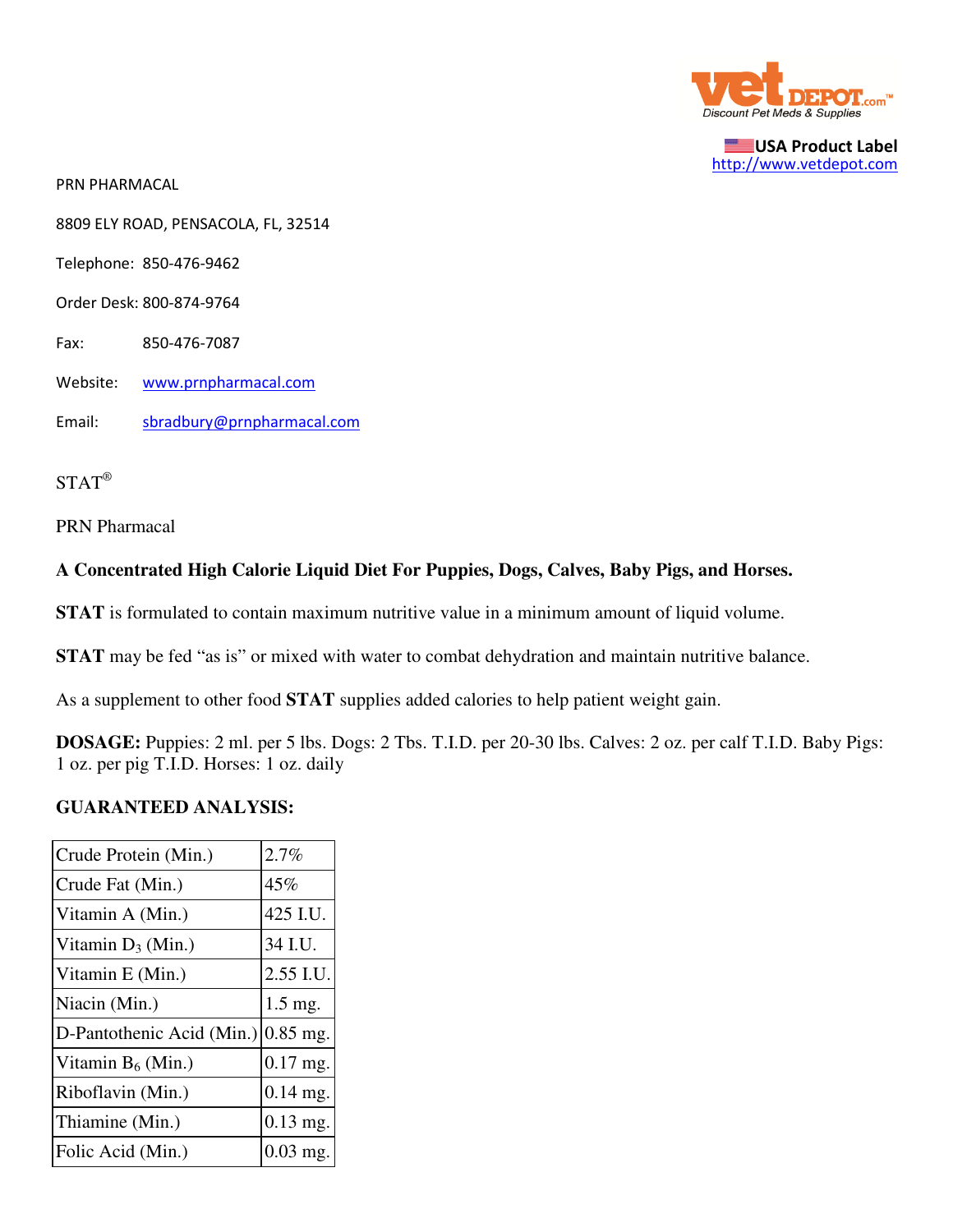**USA Product Label**
http://www.vetdepot.com

PRN PHARMACAL

8809 ELY ROAD, PENSACOLA, FL, 32514

Telephone: 850-476-9462

Order Desk: 800-874-9764

Fax: 850-476-7087

Website: www.prnpharmacal.com

Email: sbradbury@prnpharmacal.com

STAT®

PRN Pharmacal

**A Concentrated High Calorie Liquid Diet For Puppies, Dogs, Calves, Baby Pigs, and Horses.**

**STAT** is formulated to contain maximum nutritive value in a minimum amount of liquid volume.

**STAT** may be fed "as is" or mixed with water to combat dehydration and maintain nutritive balance.

As a supplement to other food **STAT** supplies added calories to help patient weight gain.

**DOSAGE:** Puppies: 2 ml. per 5 lbs. Dogs: 2 Tbs. T.I.D. per 20-30 lbs. Calves: 2 oz. per calf T.I.D. Baby Pigs: 1 oz. per pig T.I.D. Horses: 1 oz. daily

**GUARANTEED ANALYSIS:**

| | |
|---|---|
| Crude Protein (Min.) | 2.7% |
| Crude Fat (Min.) | 45% |
| Vitamin A (Min.) | 425 I.U. |
| Vitamin $D_3$ (Min.) | 34 I.U. |
| Vitamin E (Min.) | 2.55 I.U. |
| Niacin (Min.) | 1.5 mg. |
| D-Pantothenic Acid (Min.) | 0.85 mg. |
| Vitamin $B_6$ (Min.) | 0.17 mg. |
| Riboflavin (Min.) | 0.14 mg. |
| Thiamine (Min.) | 0.13 mg. |
| Folic Acid (Min.) | 0.03 mg. |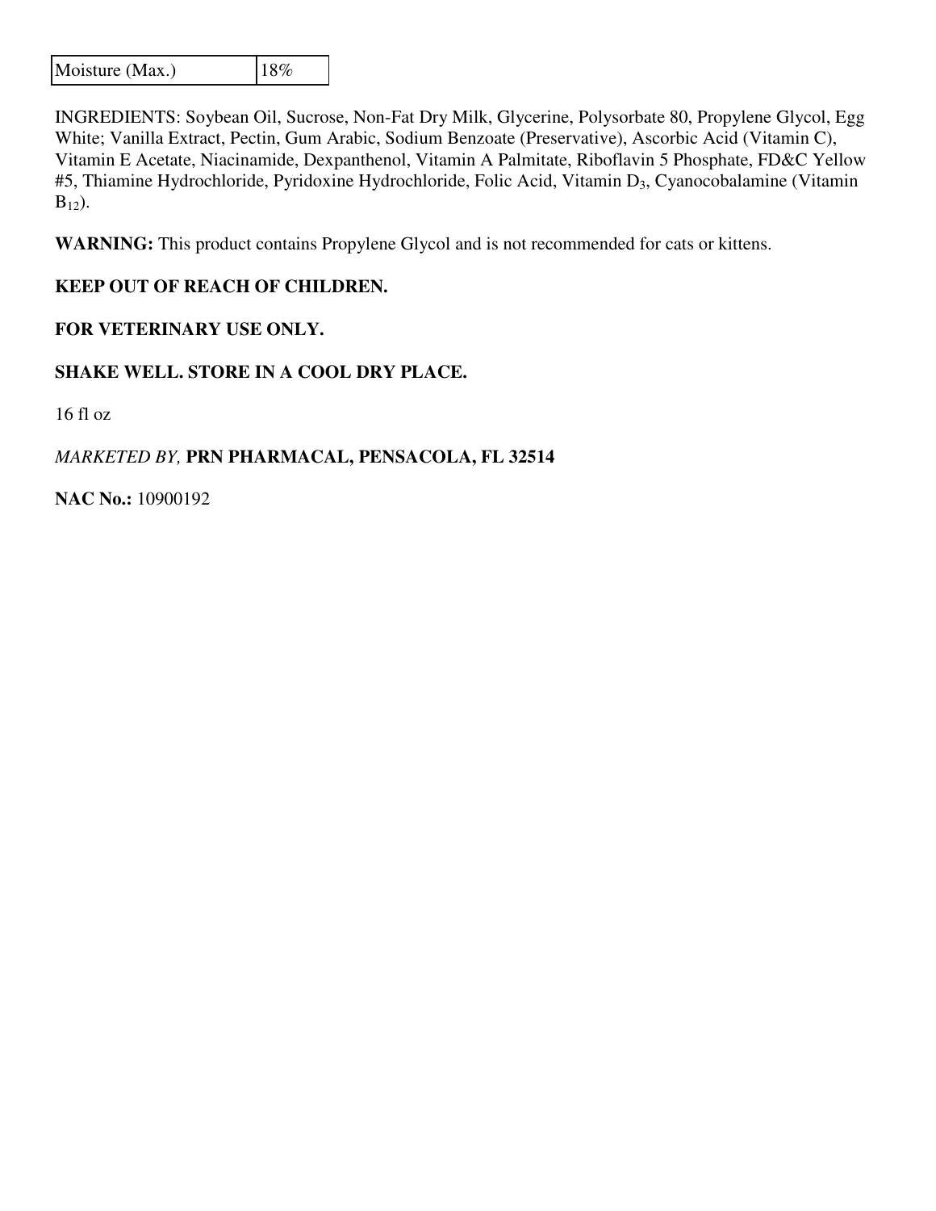| | |
|---|---|
| Moisture (Max.) | 18% |

INGREDIENTS: Soybean Oil, Sucrose, Non-Fat Dry Milk, Glycerine, Polysorbate 80, Propylene Glycol, Egg White; Vanilla Extract, Pectin, Gum Arabic, Sodium Benzoate (Preservative), Ascorbic Acid (Vitamin C), Vitamin E Acetate, Niacinamide, Dexpanthenol, Vitamin A Palmitate, Riboflavin 5 Phosphate, FD&C Yellow #5, Thiamine Hydrochloride, Pyridoxine Hydrochloride, Folic Acid, Vitamin $D_3$, Cyanocobalamine (Vitamin $B_{12}$).

**WARNING:** This product contains Propylene Glycol and is not recommended for cats or kittens.

**KEEP OUT OF REACH OF CHILDREN.**

**FOR VETERINARY USE ONLY.**

**SHAKE WELL. STORE IN A COOL DRY PLACE.**

16 fl oz

*MARKETED BY,* **PRN PHARMACAL, PENSACOLA, FL 32514**

**NAC No.:** 10900192